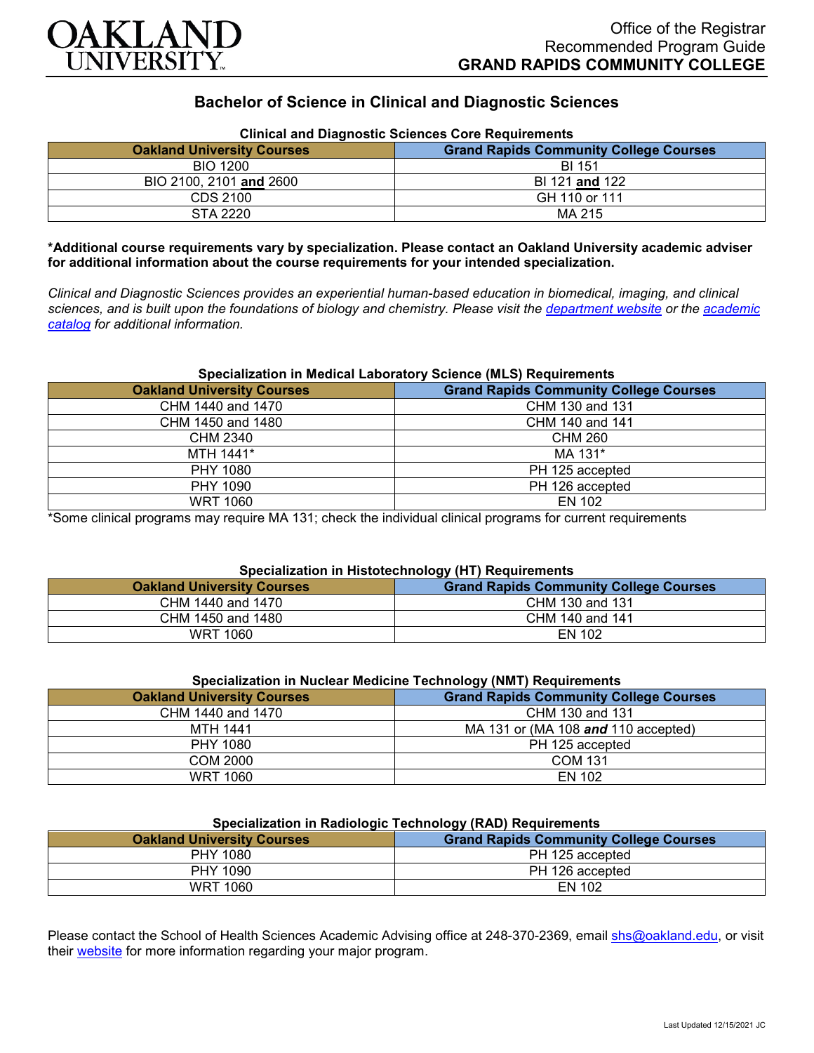Office of the Registrar
Recommended Program Guide
**GRAND RAPIDS COMMUNITY COLLEGE**

# Bachelor of Science in Clinical and Diagnostic Sciences

**Clinical and Diagnostic Sciences Core Requirements**

| Oakland University Courses | Grand Rapids Community College Courses |
|---|---|
| BIO 1200 | BI 151 |
| BIO 2100, 2101 **and** 2600 | BI 121 **and** 122 |
| CDS 2100 | GH 110 or 111 |
| STA 2220 | MA 215 |

**\*Additional course requirements vary by specialization. Please contact an Oakland University academic adviser for additional information about the course requirements for your intended specialization.**

*Clinical and Diagnostic Sciences provides an experiential human-based education in biomedical, imaging, and clinical sciences, and is built upon the foundations of biology and chemistry. Please visit the [department website]() or the [academic catalog]() for additional information.*

**Specialization in Medical Laboratory Science (MLS) Requirements**

| Oakland University Courses | Grand Rapids Community College Courses |
|---|---|
| CHM 1440 and 1470 | CHM 130 and 131 |
| CHM 1450 and 1480 | CHM 140 and 141 |
| CHM 2340 | CHM 260 |
| MTH 1441* | MA 131* |
| PHY 1080 | PH 125 accepted |
| PHY 1090 | PH 126 accepted |
| WRT 1060 | EN 102 |

*Some clinical programs may require MA 131; check the individual clinical programs for current requirements

**Specialization in Histotechnology (HT) Requirements**

| Oakland University Courses | Grand Rapids Community College Courses |
|---|---|
| CHM 1440 and 1470 | CHM 130 and 131 |
| CHM 1450 and 1480 | CHM 140 and 141 |
| WRT 1060 | EN 102 |

**Specialization in Nuclear Medicine Technology (NMT) Requirements**

| Oakland University Courses | Grand Rapids Community College Courses |
|---|---|
| CHM 1440 and 1470 | CHM 130 and 131 |
| MTH 1441 | MA 131 or (MA 108 ***and*** 110 accepted) |
| PHY 1080 | PH 125 accepted |
| COM 2000 | COM 131 |
| WRT 1060 | EN 102 |

**Specialization in Radiologic Technology (RAD) Requirements**

| Oakland University Courses | Grand Rapids Community College Courses |
|---|---|
| PHY 1080 | PH 125 accepted |
| PHY 1090 | PH 126 accepted |
| WRT 1060 | EN 102 |

Please contact the School of Health Sciences Academic Advising office at 248-370-2369, email [shs@oakland.edu](mailto:shs@oakland.edu), or visit their [website]() for more information regarding your major program.

Last Updated 12/15/2021 JC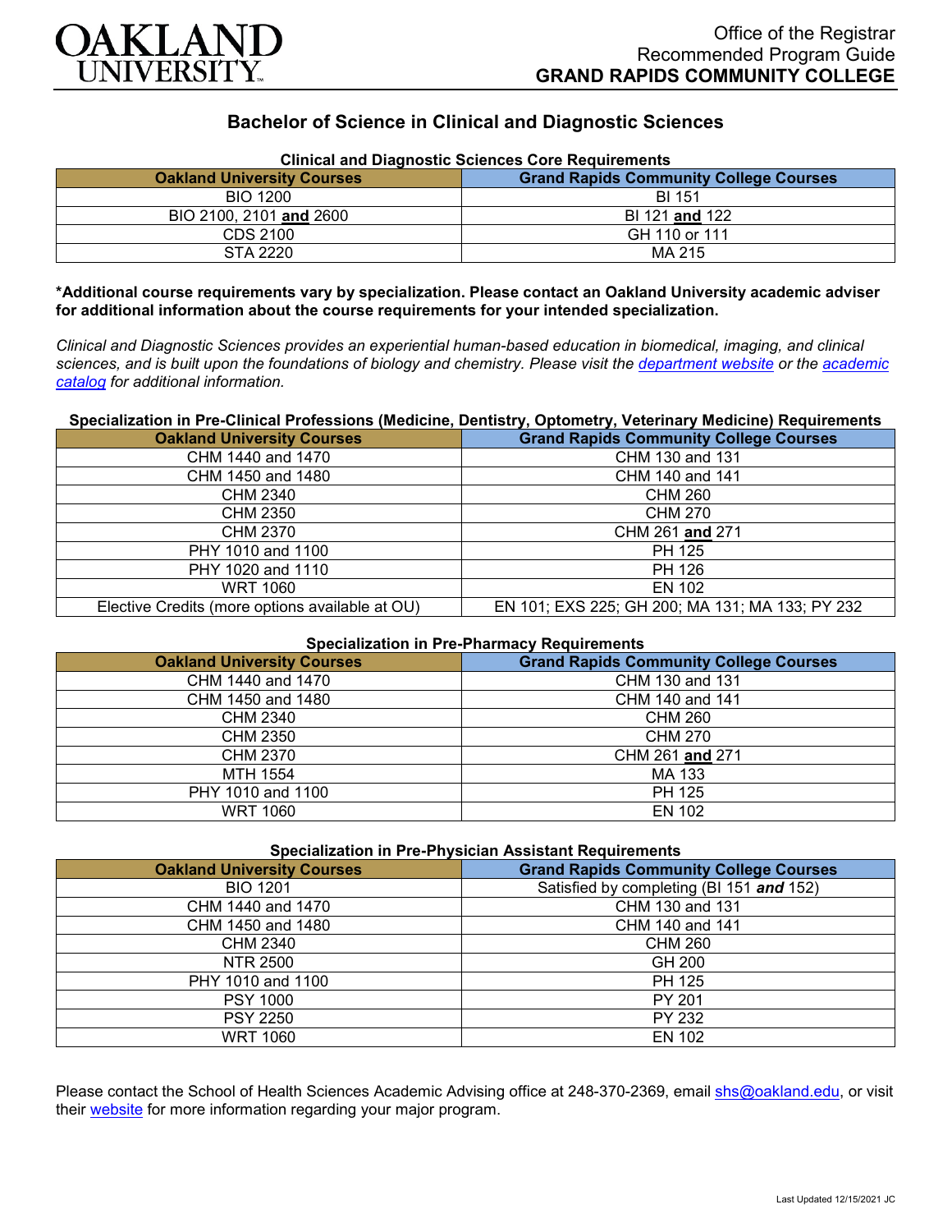Office of the Registrar
Recommended Program Guide
**GRAND RAPIDS COMMUNITY COLLEGE**

# Bachelor of Science in Clinical and Diagnostic Sciences

**Clinical and Diagnostic Sciences Core Requirements**

| Oakland University Courses | Grand Rapids Community College Courses |
|---|---|
| BIO 1200 | BI 151 |
| BIO 2100, 2101 **and** 2600 | BI 121 **and** 122 |
| CDS 2100 | GH 110 or 111 |
| STA 2220 | MA 215 |

**\*Additional course requirements vary by specialization. Please contact an Oakland University academic adviser for additional information about the course requirements for your intended specialization.**

*Clinical and Diagnostic Sciences provides an experiential human-based education in biomedical, imaging, and clinical sciences, and is built upon the foundations of biology and chemistry. Please visit the department website or the academic catalog for additional information.*

**Specialization in Pre-Clinical Professions (Medicine, Dentistry, Optometry, Veterinary Medicine) Requirements**

| Oakland University Courses | Grand Rapids Community College Courses |
|---|---|
| CHM 1440 and 1470 | CHM 130 and 131 |
| CHM 1450 and 1480 | CHM 140 and 141 |
| CHM 2340 | CHM 260 |
| CHM 2350 | CHM 270 |
| CHM 2370 | CHM 261 **and** 271 |
| PHY 1010 and 1100 | PH 125 |
| PHY 1020 and 1110 | PH 126 |
| WRT 1060 | EN 102 |
| Elective Credits (more options available at OU) | EN 101; EXS 225; GH 200; MA 131; MA 133; PY 232 |

**Specialization in Pre-Pharmacy Requirements**

| Oakland University Courses | Grand Rapids Community College Courses |
|---|---|
| CHM 1440 and 1470 | CHM 130 and 131 |
| CHM 1450 and 1480 | CHM 140 and 141 |
| CHM 2340 | CHM 260 |
| CHM 2350 | CHM 270 |
| CHM 2370 | CHM 261 **and** 271 |
| MTH 1554 | MA 133 |
| PHY 1010 and 1100 | PH 125 |
| WRT 1060 | EN 102 |

**Specialization in Pre-Physician Assistant Requirements**

| Oakland University Courses | Grand Rapids Community College Courses |
|---|---|
| BIO 1201 | Satisfied by completing (BI 151 ***and*** 152) |
| CHM 1440 and 1470 | CHM 130 and 131 |
| CHM 1450 and 1480 | CHM 140 and 141 |
| CHM 2340 | CHM 260 |
| NTR 2500 | GH 200 |
| PHY 1010 and 1100 | PH 125 |
| PSY 1000 | PY 201 |
| PSY 2250 | PY 232 |
| WRT 1060 | EN 102 |

Please contact the School of Health Sciences Academic Advising office at 248-370-2369, email shs@oakland.edu, or visit their website for more information regarding your major program.

Last Updated 12/15/2021 JC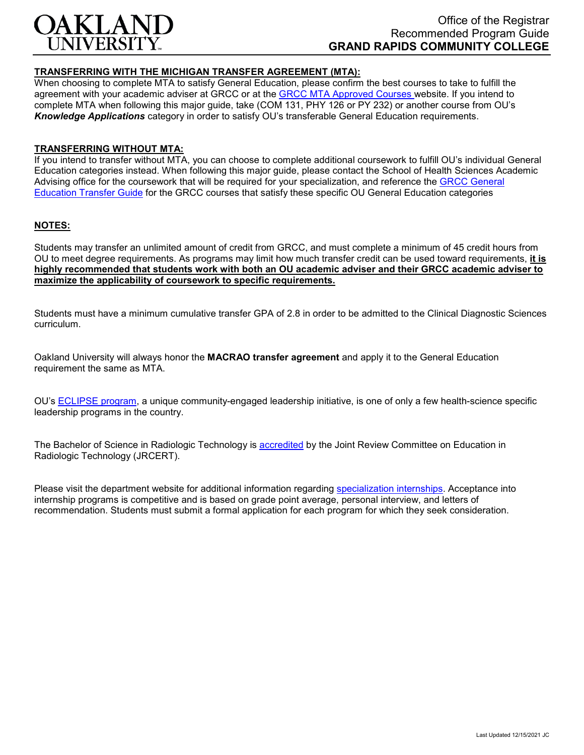#### TRANSFERRING WITH THE MICHIGAN TRANSFER AGREEMENT (MTA):

When choosing to complete MTA to satisfy General Education, please confirm the best courses to take to fulfill the agreement with your academic adviser at GRCC or at the GRCC MTA Approved Courses website. If you intend to complete MTA when following this major guide, take (COM 131, PHY 126 or PY 232) or another course from OU's ***Knowledge Applications*** category in order to satisfy OU's transferable General Education requirements.

#### TRANSFERRING WITHOUT MTA:

If you intend to transfer without MTA, you can choose to complete additional coursework to fulfill OU's individual General Education categories instead. When following this major guide, please contact the School of Health Sciences Academic Advising office for the coursework that will be required for your specialization, and reference the GRCC General Education Transfer Guide for the GRCC courses that satisfy these specific OU General Education categories

#### NOTES:

Students may transfer an unlimited amount of credit from GRCC, and must complete a minimum of 45 credit hours from OU to meet degree requirements. As programs may limit how much transfer credit can be used toward requirements, **it is highly recommended that students work with both an OU academic adviser and their GRCC academic adviser to maximize the applicability of coursework to specific requirements.**

Students must have a minimum cumulative transfer GPA of 2.8 in order to be admitted to the Clinical Diagnostic Sciences curriculum.

Oakland University will always honor the **MACRAO transfer agreement** and apply it to the General Education requirement the same as MTA.

OU's ECLIPSE program, a unique community-engaged leadership initiative, is one of only a few health-science specific leadership programs in the country.

The Bachelor of Science in Radiologic Technology is accredited by the Joint Review Committee on Education in Radiologic Technology (JRCERT).

Please visit the department website for additional information regarding specialization internships. Acceptance into internship programs is competitive and is based on grade point average, personal interview, and letters of recommendation. Students must submit a formal application for each program for which they seek consideration.

Last Updated 12/15/2021 JC